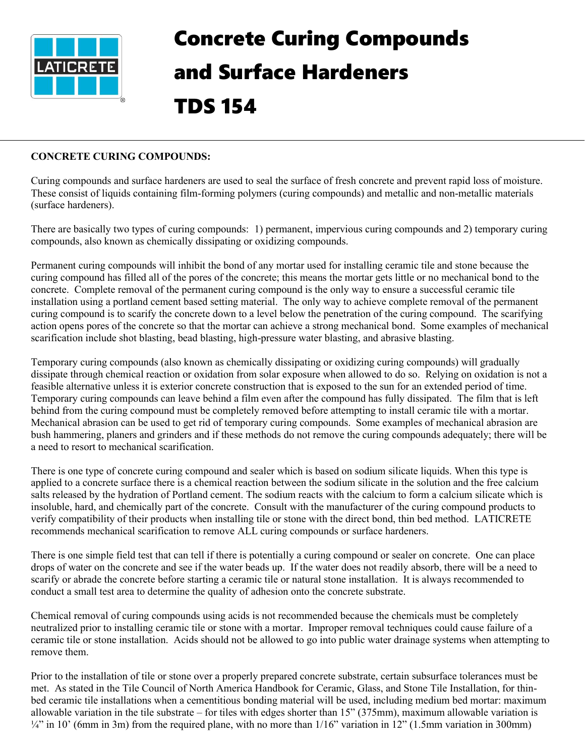# Concrete Curing Compounds and Surface Hardeners TDS 154

**CONCRETE CURING COMPOUNDS:**

Curing compounds and surface hardeners are used to seal the surface of fresh concrete and prevent rapid loss of moisture. These consist of liquids containing film-forming polymers (curing compounds) and metallic and non-metallic materials (surface hardeners).

There are basically two types of curing compounds: 1) permanent, impervious curing compounds and 2) temporary curing compounds, also known as chemically dissipating or oxidizing compounds.

Permanent curing compounds will inhibit the bond of any mortar used for installing ceramic tile and stone because the curing compound has filled all of the pores of the concrete; this means the mortar gets little or no mechanical bond to the concrete. Complete removal of the permanent curing compound is the only way to ensure a successful ceramic tile installation using a portland cement based setting material. The only way to achieve complete removal of the permanent curing compound is to scarify the concrete down to a level below the penetration of the curing compound. The scarifying action opens pores of the concrete so that the mortar can achieve a strong mechanical bond. Some examples of mechanical scarification include shot blasting, bead blasting, high-pressure water blasting, and abrasive blasting.

Temporary curing compounds (also known as chemically dissipating or oxidizing curing compounds) will gradually dissipate through chemical reaction or oxidation from solar exposure when allowed to do so. Relying on oxidation is not a feasible alternative unless it is exterior concrete construction that is exposed to the sun for an extended period of time. Temporary curing compounds can leave behind a film even after the compound has fully dissipated. The film that is left behind from the curing compound must be completely removed before attempting to install ceramic tile with a mortar. Mechanical abrasion can be used to get rid of temporary curing compounds. Some examples of mechanical abrasion are bush hammering, planers and grinders and if these methods do not remove the curing compounds adequately; there will be a need to resort to mechanical scarification.

There is one type of concrete curing compound and sealer which is based on sodium silicate liquids. When this type is applied to a concrete surface there is a chemical reaction between the sodium silicate in the solution and the free calcium salts released by the hydration of Portland cement. The sodium reacts with the calcium to form a calcium silicate which is insoluble, hard, and chemically part of the concrete. Consult with the manufacturer of the curing compound products to verify compatibility of their products when installing tile or stone with the direct bond, thin bed method. LATICRETE recommends mechanical scarification to remove ALL curing compounds or surface hardeners.

There is one simple field test that can tell if there is potentially a curing compound or sealer on concrete. One can place drops of water on the concrete and see if the water beads up. If the water does not readily absorb, there will be a need to scarify or abrade the concrete before starting a ceramic tile or natural stone installation. It is always recommended to conduct a small test area to determine the quality of adhesion onto the concrete substrate.

Chemical removal of curing compounds using acids is not recommended because the chemicals must be completely neutralized prior to installing ceramic tile or stone with a mortar. Improper removal techniques could cause failure of a ceramic tile or stone installation. Acids should not be allowed to go into public water drainage systems when attempting to remove them.

Prior to the installation of tile or stone over a properly prepared concrete substrate, certain subsurface tolerances must be met. As stated in the Tile Council of North America Handbook for Ceramic, Glass, and Stone Tile Installation, for thin-bed ceramic tile installations when a cementitious bonding material will be used, including medium bed mortar: maximum allowable variation in the tile substrate – for tiles with edges shorter than 15" (375mm), maximum allowable variation is ¼" in 10' (6mm in 3m) from the required plane, with no more than 1/16" variation in 12" (1.5mm variation in 300mm)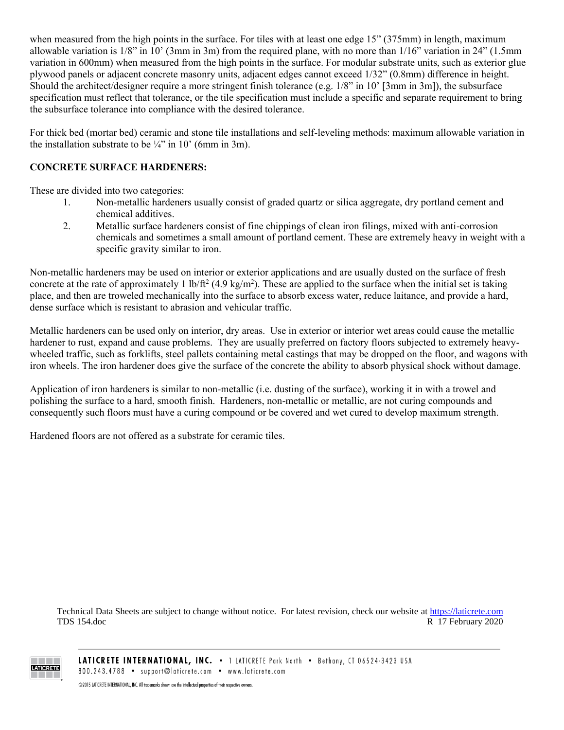when measured from the high points in the surface. For tiles with at least one edge 15" (375mm) in length, maximum allowable variation is 1/8" in 10' (3mm in 3m) from the required plane, with no more than 1/16" variation in 24" (1.5mm variation in 600mm) when measured from the high points in the surface. For modular substrate units, such as exterior glue plywood panels or adjacent concrete masonry units, adjacent edges cannot exceed 1/32" (0.8mm) difference in height. Should the architect/designer require a more stringent finish tolerance (e.g. 1/8" in 10' [3mm in 3m]), the subsurface specification must reflect that tolerance, or the tile specification must include a specific and separate requirement to bring the subsurface tolerance into compliance with the desired tolerance.

For thick bed (mortar bed) ceramic and stone tile installations and self-leveling methods: maximum allowable variation in the installation substrate to be ¼" in 10' (6mm in 3m).

**CONCRETE SURFACE HARDENERS:**

These are divided into two categories:

1. Non-metallic hardeners usually consist of graded quartz or silica aggregate, dry portland cement and chemical additives.
2. Metallic surface hardeners consist of fine chippings of clean iron filings, mixed with anti-corrosion chemicals and sometimes a small amount of portland cement. These are extremely heavy in weight with a specific gravity similar to iron.

Non-metallic hardeners may be used on interior or exterior applications and are usually dusted on the surface of fresh concrete at the rate of approximately 1 $lb/ft^2$ (4.9 $kg/m^2$). These are applied to the surface when the initial set is taking place, and then are troweled mechanically into the surface to absorb excess water, reduce laitance, and provide a hard, dense surface which is resistant to abrasion and vehicular traffic.

Metallic hardeners can be used only on interior, dry areas. Use in exterior or interior wet areas could cause the metallic hardener to rust, expand and cause problems. They are usually preferred on factory floors subjected to extremely heavy-wheeled traffic, such as forklifts, steel pallets containing metal castings that may be dropped on the floor, and wagons with iron wheels. The iron hardener does give the surface of the concrete the ability to absorb physical shock without damage.

Application of iron hardeners is similar to non-metallic (i.e. dusting of the surface), working it in with a trowel and polishing the surface to a hard, smooth finish. Hardeners, non-metallic or metallic, are not curing compounds and consequently such floors must have a curing compound or be covered and wet cured to develop maximum strength.

Hardened floors are not offered as a substrate for ceramic tiles.

Technical Data Sheets are subject to change without notice. For latest revision, check our website at https://laticrete.com
TDS 154.doc R 17 February 2020

**LATICRETE INTERNATIONAL, INC.** ▪ 1 LATICRETE Park North ▪ Bethany, CT 06524-3423 USA
800.243.4788 ▪ support@laticrete.com ▪ www.laticrete.com

©2015 LATICRETE INTERNATIONAL, INC. All trademarks shown are the intellectual properties of their respective owners.